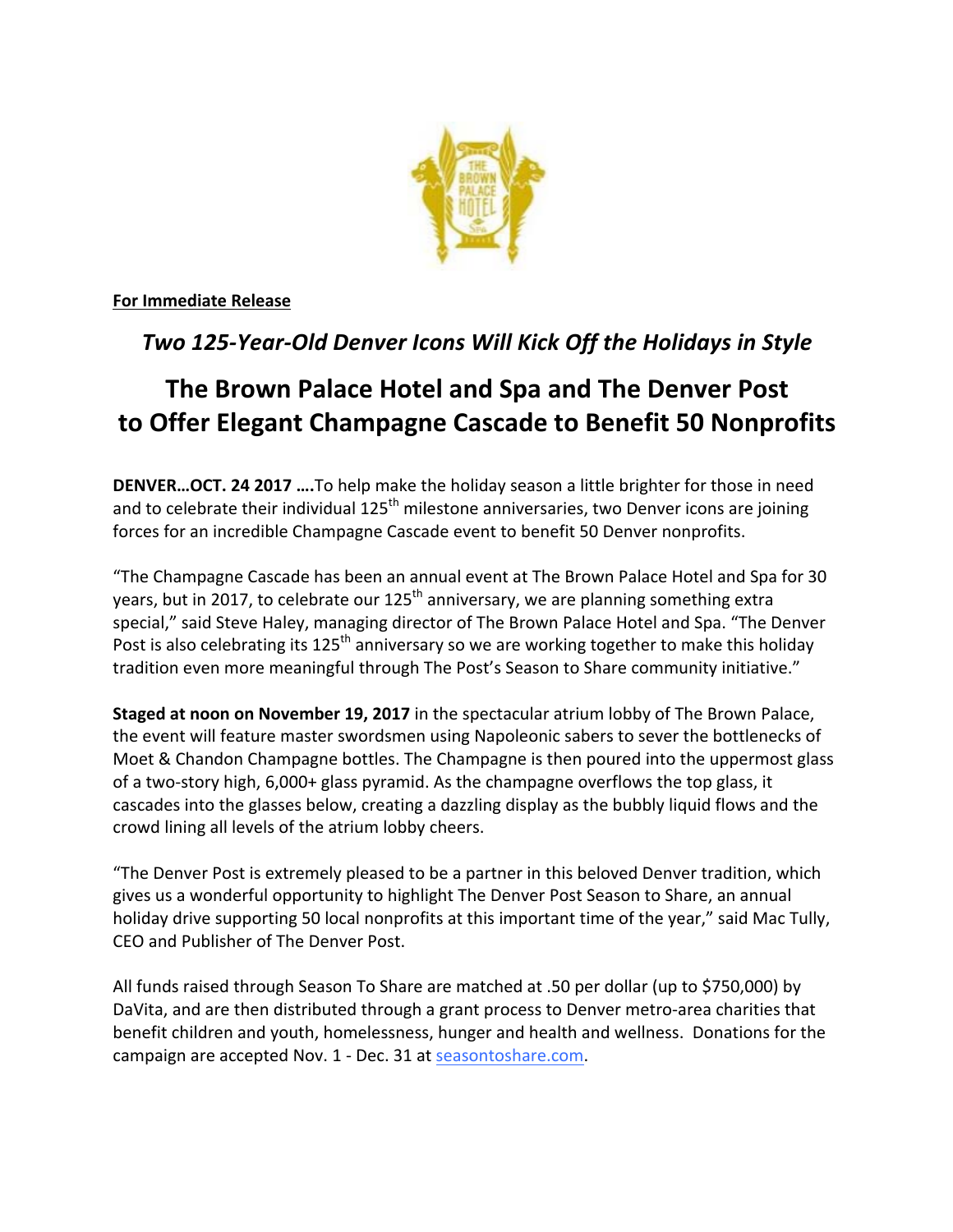**For Immediate Release**

*Two 125-Year-Old Denver Icons Will Kick Off the Holidays in Style*

# The Brown Palace Hotel and Spa and The Denver Post to Offer Elegant Champagne Cascade to Benefit 50 Nonprofits

**DENVER…OCT. 24 2017 ….**To help make the holiday season a little brighter for those in need and to celebrate their individual 125th milestone anniversaries, two Denver icons are joining forces for an incredible Champagne Cascade event to benefit 50 Denver nonprofits.

"The Champagne Cascade has been an annual event at The Brown Palace Hotel and Spa for 30 years, but in 2017, to celebrate our 125th anniversary, we are planning something extra special," said Steve Haley, managing director of The Brown Palace Hotel and Spa. "The Denver Post is also celebrating its 125th anniversary so we are working together to make this holiday tradition even more meaningful through The Post's Season to Share community initiative."

**Staged at noon on November 19, 2017** in the spectacular atrium lobby of The Brown Palace, the event will feature master swordsmen using Napoleonic sabers to sever the bottlenecks of Moet & Chandon Champagne bottles. The Champagne is then poured into the uppermost glass of a two-story high, 6,000+ glass pyramid. As the champagne overflows the top glass, it cascades into the glasses below, creating a dazzling display as the bubbly liquid flows and the crowd lining all levels of the atrium lobby cheers.

"The Denver Post is extremely pleased to be a partner in this beloved Denver tradition, which gives us a wonderful opportunity to highlight The Denver Post Season to Share, an annual holiday drive supporting 50 local nonprofits at this important time of the year," said Mac Tully, CEO and Publisher of The Denver Post.

All funds raised through Season To Share are matched at .50 per dollar (up to $750,000) by DaVita, and are then distributed through a grant process to Denver metro-area charities that benefit children and youth, homelessness, hunger and health and wellness. Donations for the campaign are accepted Nov. 1 - Dec. 31 at seasontoshare.com.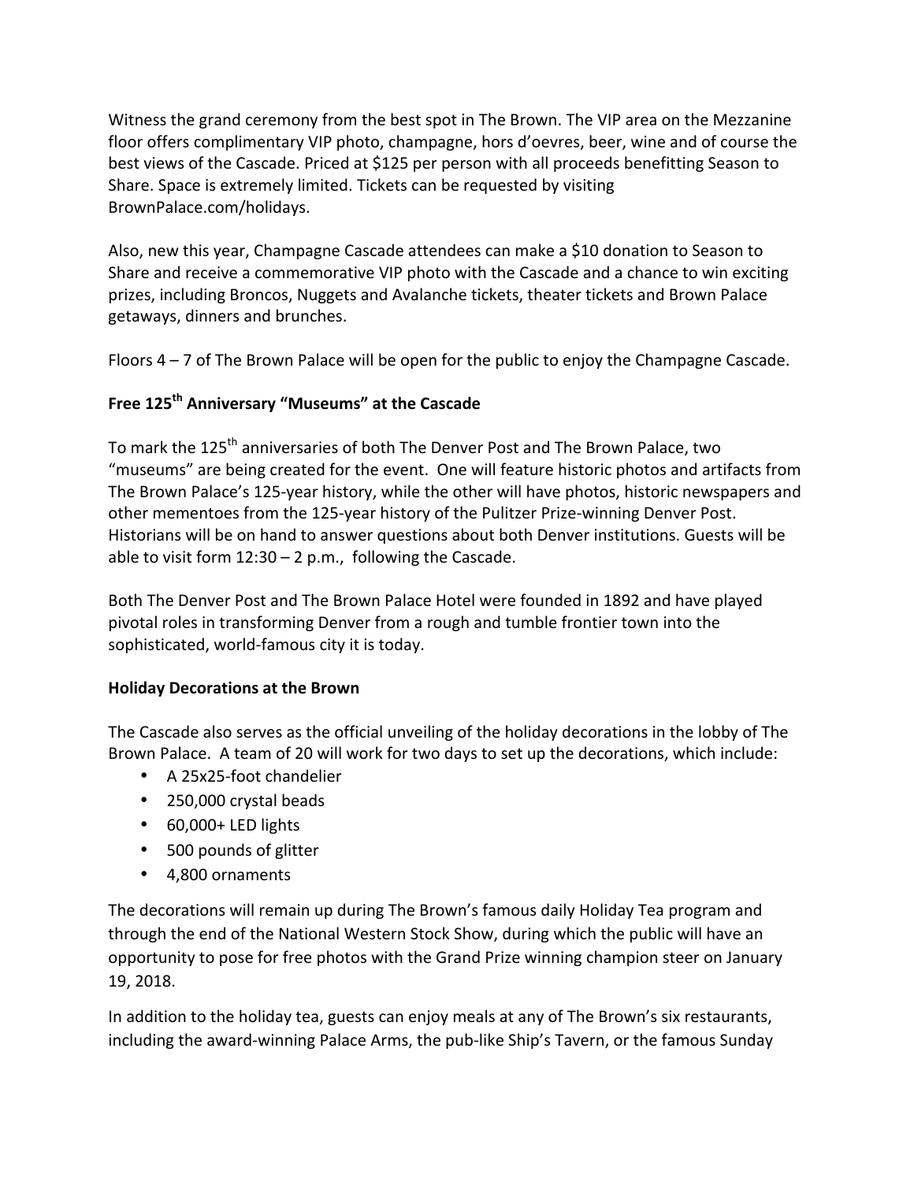Witness the grand ceremony from the best spot in The Brown. The VIP area on the Mezzanine floor offers complimentary VIP photo, champagne, hors d'oevres, beer, wine and of course the best views of the Cascade. Priced at $125 per person with all proceeds benefitting Season to Share. Space is extremely limited. Tickets can be requested by visiting BrownPalace.com/holidays.

Also, new this year, Champagne Cascade attendees can make a $10 donation to Season to Share and receive a commemorative VIP photo with the Cascade and a chance to win exciting prizes, including Broncos, Nuggets and Avalanche tickets, theater tickets and Brown Palace getaways, dinners and brunches.

Floors 4 – 7 of The Brown Palace will be open for the public to enjoy the Champagne Cascade.

**Free 125th Anniversary "Museums" at the Cascade**

To mark the 125th anniversaries of both The Denver Post and The Brown Palace, two "museums" are being created for the event. One will feature historic photos and artifacts from The Brown Palace's 125-year history, while the other will have photos, historic newspapers and other mementoes from the 125-year history of the Pulitzer Prize-winning Denver Post. Historians will be on hand to answer questions about both Denver institutions. Guests will be able to visit form 12:30 – 2 p.m., following the Cascade.

Both The Denver Post and The Brown Palace Hotel were founded in 1892 and have played pivotal roles in transforming Denver from a rough and tumble frontier town into the sophisticated, world-famous city it is today.

**Holiday Decorations at the Brown**

The Cascade also serves as the official unveiling of the holiday decorations in the lobby of The Brown Palace. A team of 20 will work for two days to set up the decorations, which include:

- A 25x25-foot chandelier
- 250,000 crystal beads
- 60,000+ LED lights
- 500 pounds of glitter
- 4,800 ornaments

The decorations will remain up during The Brown's famous daily Holiday Tea program and through the end of the National Western Stock Show, during which the public will have an opportunity to pose for free photos with the Grand Prize winning champion steer on January 19, 2018.

In addition to the holiday tea, guests can enjoy meals at any of The Brown's six restaurants, including the award-winning Palace Arms, the pub-like Ship's Tavern, or the famous Sunday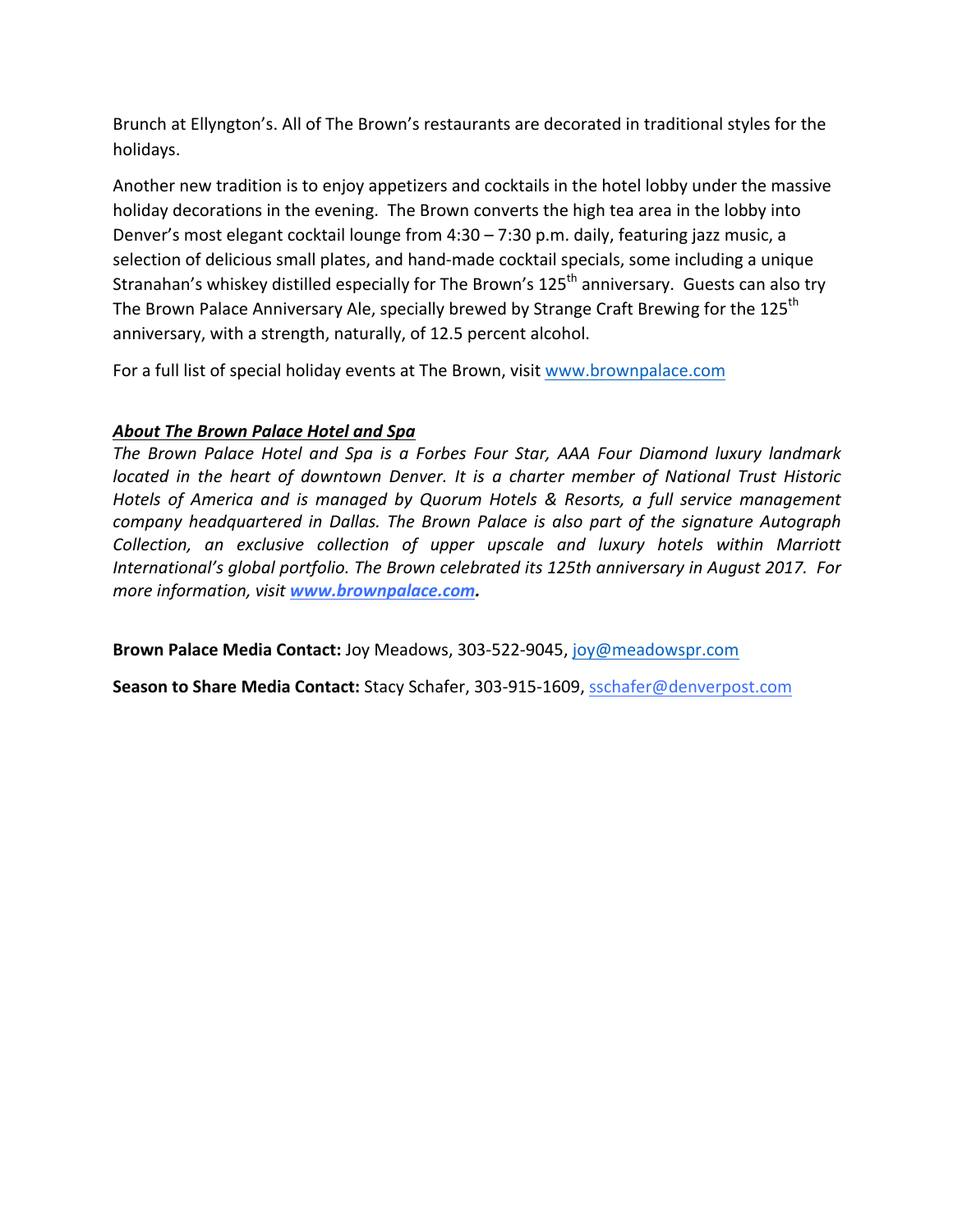Brunch at Ellyngton's. All of The Brown's restaurants are decorated in traditional styles for the holidays.

Another new tradition is to enjoy appetizers and cocktails in the hotel lobby under the massive holiday decorations in the evening. The Brown converts the high tea area in the lobby into Denver's most elegant cocktail lounge from 4:30 – 7:30 p.m. daily, featuring jazz music, a selection of delicious small plates, and hand-made cocktail specials, some including a unique Stranahan's whiskey distilled especially for The Brown's 125th anniversary. Guests can also try The Brown Palace Anniversary Ale, specially brewed by Strange Craft Brewing for the 125th anniversary, with a strength, naturally, of 12.5 percent alcohol.

For a full list of special holiday events at The Brown, visit www.brownpalace.com

***<u>About The Brown Palace Hotel and Spa</u>***

*The Brown Palace Hotel and Spa is a Forbes Four Star, AAA Four Diamond luxury landmark located in the heart of downtown Denver. It is a charter member of National Trust Historic Hotels of America and is managed by Quorum Hotels & Resorts, a full service management company headquartered in Dallas. The Brown Palace is also part of the signature Autograph Collection, an exclusive collection of upper upscale and luxury hotels within Marriott International's global portfolio. The Brown celebrated its 125th anniversary in August 2017. For more information, visit **www.brownpalace.com**.*

**Brown Palace Media Contact:** Joy Meadows, 303-522-9045, joy@meadowspr.com

**Season to Share Media Contact:** Stacy Schafer, 303-915-1609, sschafer@denverpost.com